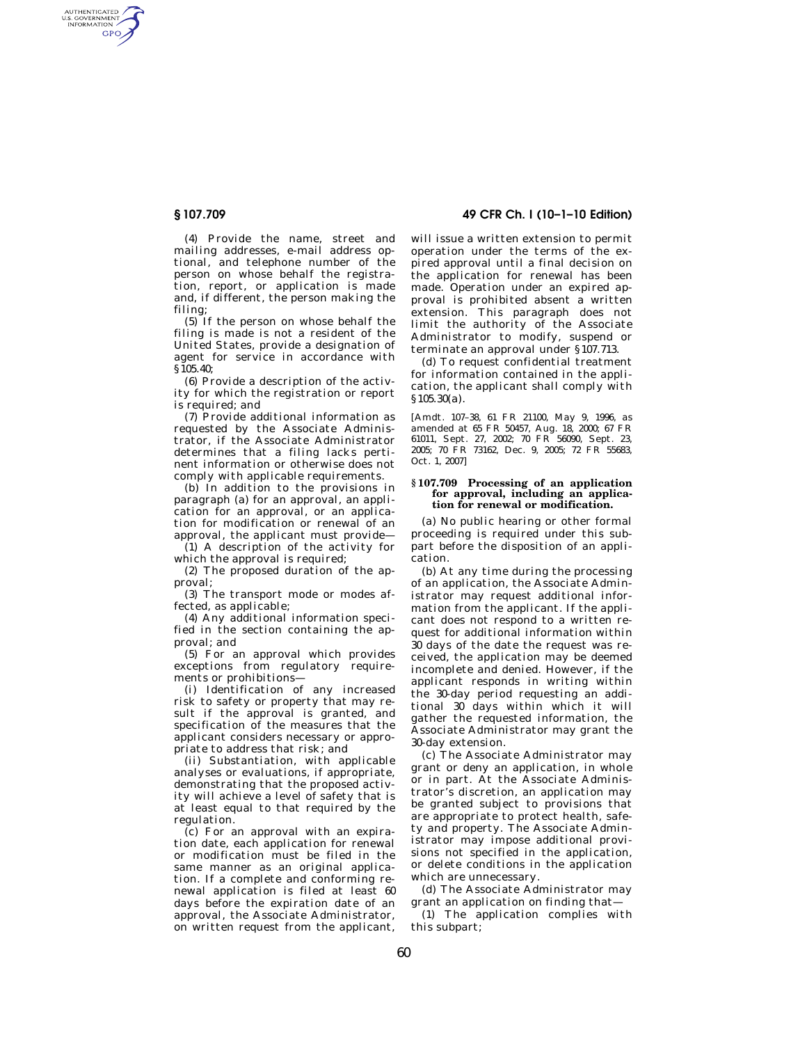(4) Provide the name, street and mailing addresses, e-mail address optional, and telephone number of the person on whose behalf the registration, report, or application is made and, if different, the person making the filing;

(5) If the person on whose behalf the filing is made is not a resident of the United States, provide a designation of agent for service in accordance with §105.40;

(6) Provide a description of the activity for which the registration or report is required; and

(7) Provide additional information as requested by the Associate Administrator, if the Associate Administrator determines that a filing lacks pertinent information or otherwise does not comply with applicable requirements.

(b) In addition to the provisions in paragraph (a) for an approval, an application for an approval, or an application for modification or renewal of an approval, the applicant must provide—

(1) A description of the activity for which the approval is required;

(2) The proposed duration of the approval;

(3) The transport mode or modes affected, as applicable;

(4) Any additional information specified in the section containing the approval; and

(5) For an approval which provides exceptions from regulatory requirements or prohibitions—

(i) Identification of any increased risk to safety or property that may result if the approval is granted, and specification of the measures that the applicant considers necessary or appropriate to address that risk; and

(ii) Substantiation, with applicable analyses or evaluations, if appropriate, demonstrating that the proposed activity will achieve a level of safety that is at least equal to that required by the regulation.

(c) For an approval with an expiration date, each application for renewal or modification must be filed in the same manner as an original application. If a complete and conforming renewal application is filed at least 60 days before the expiration date of an approval, the Associate Administrator, on written request from the applicant, will issue a written extension to permit operation under the terms of the expired approval until a final decision on the application for renewal has been made. Operation under an expired approval is prohibited absent a written extension. This paragraph does not limit the authority of the Associate Administrator to modify, suspend or terminate an approval under §107.713.

(d) To request confidential treatment for information contained in the application, the applicant shall comply with §105.30(a).

[Amdt. 107–38, 61 FR 21100, May 9, 1996, as amended at 65 FR 50457, Aug. 18, 2000; 67 FR 61011, Sept. 27, 2002; 70 FR 56090, Sept. 23, 2005; 70 FR 73162, Dec. 9, 2005; 72 FR 55683, Oct. 1, 2007]

### §107.709 Processing of an application for approval, including an application for renewal or modification.

(a) No public hearing or other formal proceeding is required under this subpart before the disposition of an application.

(b) At any time during the processing of an application, the Associate Administrator may request additional information from the applicant. If the applicant does not respond to a written request for additional information within 30 days of the date the request was received, the application may be deemed incomplete and denied. However, if the applicant responds in writing within the 30-day period requesting an additional 30 days within which it will gather the requested information, the Associate Administrator may grant the 30-day extension.

(c) The Associate Administrator may grant or deny an application, in whole or in part. At the Associate Administrator's discretion, an application may be granted subject to provisions that are appropriate to protect health, safety and property. The Associate Administrator may impose additional provisions not specified in the application, or delete conditions in the application which are unnecessary.

(d) The Associate Administrator may grant an application on finding that—

(1) The application complies with this subpart;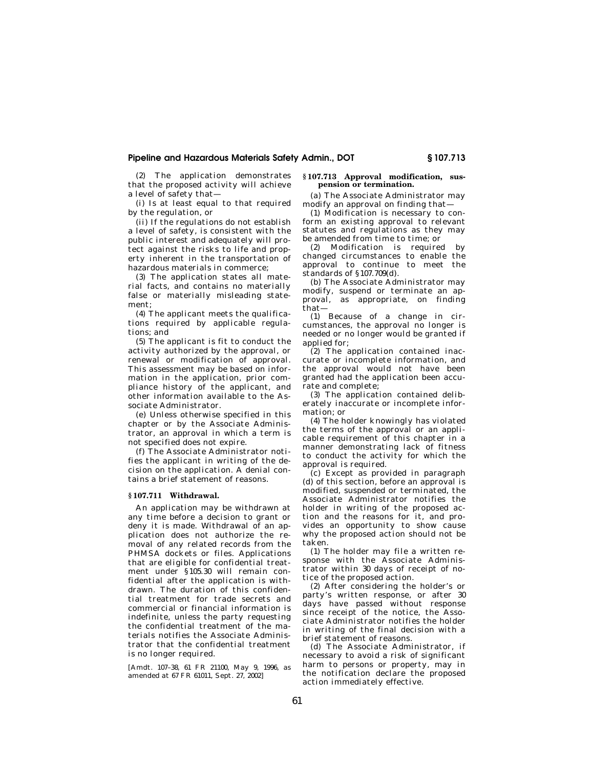(2) The application demonstrates that the proposed activity will achieve a level of safety that—

(i) Is at least equal to that required by the regulation, or

(ii) If the regulations do not establish a level of safety, is consistent with the public interest and adequately will protect against the risks to life and property inherent in the transportation of hazardous materials in commerce;

(3) The application states all material facts, and contains no materially false or materially misleading statement;

(4) The applicant meets the qualifications required by applicable regulations; and

(5) The applicant is fit to conduct the activity authorized by the approval, or renewal or modification of approval. This assessment may be based on information in the application, prior compliance history of the applicant, and other information available to the Associate Administrator.

(e) Unless otherwise specified in this chapter or by the Associate Administrator, an approval in which a term is not specified does not expire.

(f) The Associate Administrator notifies the applicant in writing of the decision on the application. A denial contains a brief statement of reasons.

## § 107.711 Withdrawal.

An application may be withdrawn at any time before a decision to grant or deny it is made. Withdrawal of an application does not authorize the removal of any related records from the PHMSA dockets or files. Applications that are eligible for confidential treatment under § 105.30 will remain confidential after the application is withdrawn. The duration of this confidential treatment for trade secrets and commercial or financial information is indefinite, unless the party requesting the confidential treatment of the materials notifies the Associate Administrator that the confidential treatment is no longer required.

[Amdt. 107–38, 61 FR 21100, May 9, 1996, as amended at 67 FR 61011, Sept. 27, 2002]

## § 107.713 Approval modification, suspension or termination.

(a) The Associate Administrator may modify an approval on finding that—

(1) Modification is necessary to conform an existing approval to relevant statutes and regulations as they may be amended from time to time; or

(2) Modification is required by changed circumstances to enable the approval to continue to meet the standards of § 107.709(d).

(b) The Associate Administrator may modify, suspend or terminate an approval, as appropriate, on finding that—

(1) Because of a change in circumstances, the approval no longer is needed or no longer would be granted if applied for;

(2) The application contained inaccurate or incomplete information, and the approval would not have been granted had the application been accurate and complete;

(3) The application contained deliberately inaccurate or incomplete information; or

(4) The holder knowingly has violated the terms of the approval or an applicable requirement of this chapter in a manner demonstrating lack of fitness to conduct the activity for which the approval is required.

(c) Except as provided in paragraph (d) of this section, before an approval is modified, suspended or terminated, the Associate Administrator notifies the holder in writing of the proposed action and the reasons for it, and provides an opportunity to show cause why the proposed action should not be taken.

(1) The holder may file a written response with the Associate Administrator within 30 days of receipt of notice of the proposed action.

(2) After considering the holder's or party's written response, or after 30 days have passed without response since receipt of the notice, the Associate Administrator notifies the holder in writing of the final decision with a brief statement of reasons.

(d) The Associate Administrator, if necessary to avoid a risk of significant harm to persons or property, may in the notification declare the proposed action immediately effective.